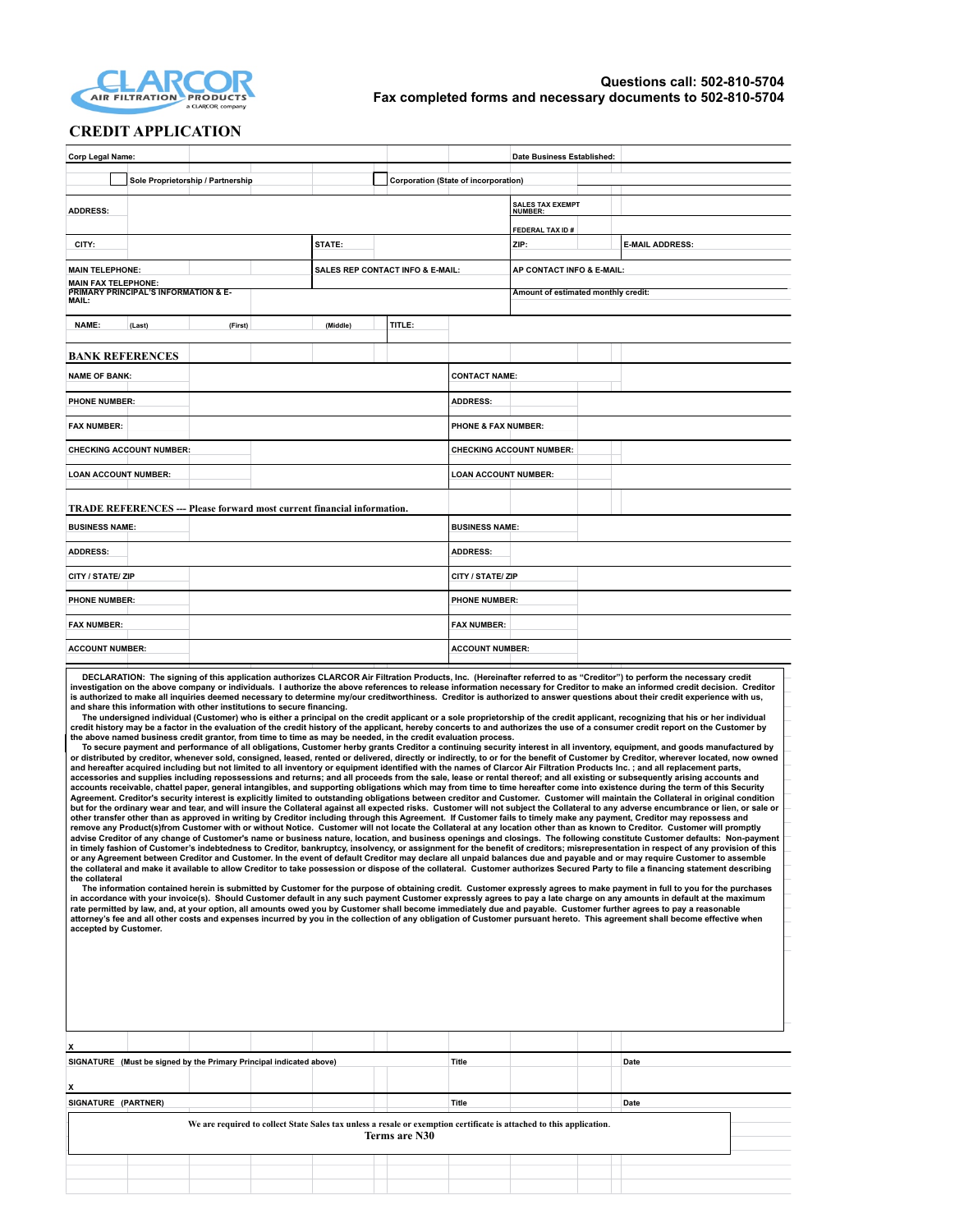CLARCOR AIR FILTRATION PRODUCTS a CLARCOR company

**Questions call: 502-810-5704**
**Fax completed forms and necessary documents to 502-810-5704**

# CREDIT APPLICATION

| | | | |
|---|---|---|---|
| Corp Legal Name: | | Date Business Established: | |
| ☐ Sole Proprietorship / Partnership | | ☐ Corporation (State of incorporation) | |
| ADDRESS: | | SALES TAX EXEMPT NUMBER: | |
| | | FEDERAL TAX ID # | |
| CITY: | STATE: | ZIP: | E-MAIL ADDRESS: |
| MAIN TELEPHONE: | SALES REP CONTACT INFO & E-MAIL: | AP CONTACT INFO & E-MAIL: | |
| MAIN FAX TELEPHONE: | | | |
| PRIMARY PRINCIPAL'S INFORMATION & E-MAIL: | | Amount of estimated monthly credit: | |
| NAME: (Last) (First) (Middle) | TITLE: | | |

## BANK REFERENCES

| | | | |
|---|---|---|---|
| NAME OF BANK: | | CONTACT NAME: | |
| PHONE NUMBER: | | ADDRESS: | |
| FAX NUMBER: | | PHONE & FAX NUMBER: | |
| CHECKING ACCOUNT NUMBER: | | CHECKING ACCOUNT NUMBER: | |
| LOAN ACCOUNT NUMBER: | | LOAN ACCOUNT NUMBER: | |

## TRADE REFERENCES --- Please forward most current financial information.

| | | | |
|---|---|---|---|
| BUSINESS NAME: | | BUSINESS NAME: | |
| ADDRESS: | | ADDRESS: | |
| CITY / STATE/ ZIP | | CITY / STATE/ ZIP | |
| PHONE NUMBER: | | PHONE NUMBER: | |
| FAX NUMBER: | | FAX NUMBER: | |
| ACCOUNT NUMBER: | | ACCOUNT NUMBER: | |

**DECLARATION: The signing of this application authorizes CLARCOR Air Filtration Products, Inc. (Hereinafter referred to as "Creditor") to perform the necessary credit investigation on the above company or individuals. I authorize the above references to release information necessary for Creditor to make an informed credit decision. Creditor is authorized to make all inquiries deemed necessary to determine my/our creditworthiness. Creditor is authorized to answer questions about their credit experience with us, and share this information with other institutions to secure financing.**

**The undersigned individual (Customer) who is either a principal on the credit applicant or a sole proprietorship of the credit applicant, recognizing that his or her individual credit history may be a factor in the evaluation of the credit history of the applicant, hereby concerts to and authorizes the use of a consumer credit report on the Customer by the above named business credit grantor, from time to time as may be needed, in the credit evaluation process.**

**To secure payment and performance of all obligations, Customer herby grants Creditor a continuing security interest in all inventory, equipment, and goods manufactured by or distributed by creditor, whenever sold, consigned, leased, rented or delivered, directly or indirectly, to or for the benefit of Customer by Creditor, wherever located, now owned and hereafter acquired including but not limited to all inventory or equipment identified with the names of Clarcor Air Filtration Products Inc. ; and all replacement parts, accessories and supplies including repossessions and returns; and all proceeds from the sale, lease or rental thereof; and all existing or subsequently arising accounts and accounts receivable, chattel paper, general intangibles, and supporting obligations which may from time to time hereafter come into existence during the term of this Security Agreement. Creditor's security interest is explicitly limited to outstanding obligations between creditor and Customer. Customer will maintain the Collateral in original condition but for the ordinary wear and tear, and will insure the Collateral against all expected risks. Customer will not subject the Collateral to any adverse encumbrance or lien, or sale or other transfer other than as approved in writing by Creditor including through this Agreement. If Customer fails to timely make any payment, Creditor may repossess and remove any Product(s)from Customer with or without Notice. Customer will not locate the Collateral at any location other than as known to Creditor. Customer will promptly advise Creditor of any change of Customer's name or business nature, location, and business openings and closings. The following constitute Customer defaults: Non-payment in timely fashion of Customer's indebtedness to Creditor, bankruptcy, insolvency, or assignment for the benefit of creditors; misrepresentation in respect of any provision of this or any Agreement between Creditor and Customer. In the event of default Creditor may declare all unpaid balances due and payable and or may require Customer to assemble the collateral and make it available to allow Creditor to take possession or dispose of the collateral. Customer authorizes Secured Party to file a financing statement describing the collateral**

**The information contained herein is submitted by Customer for the purpose of obtaining credit. Customer expressly agrees to make payment in full to you for the purchases in accordance with your invoice(s). Should Customer default in any such payment Customer expressly agrees to pay a late charge on any amounts in default at the maximum rate permitted by law, and, at your option, all amounts owed you by Customer shall become immediately due and payable. Customer further agrees to pay a reasonable attorney's fee and all other costs and expenses incurred by you in the collection of any obligation of Customer pursuant hereto. This agreement shall become effective when accepted by Customer.**

| | | |
|---|---|---|
| X | | |
| SIGNATURE (Must be signed by the Primary Principal indicated above) | Title | Date |
| X | | |
| SIGNATURE (PARTNER) | Title | Date |

**We are required to collect State Sales tax unless a resale or exemption certificate is attached to this application.**
**Terms are N30**